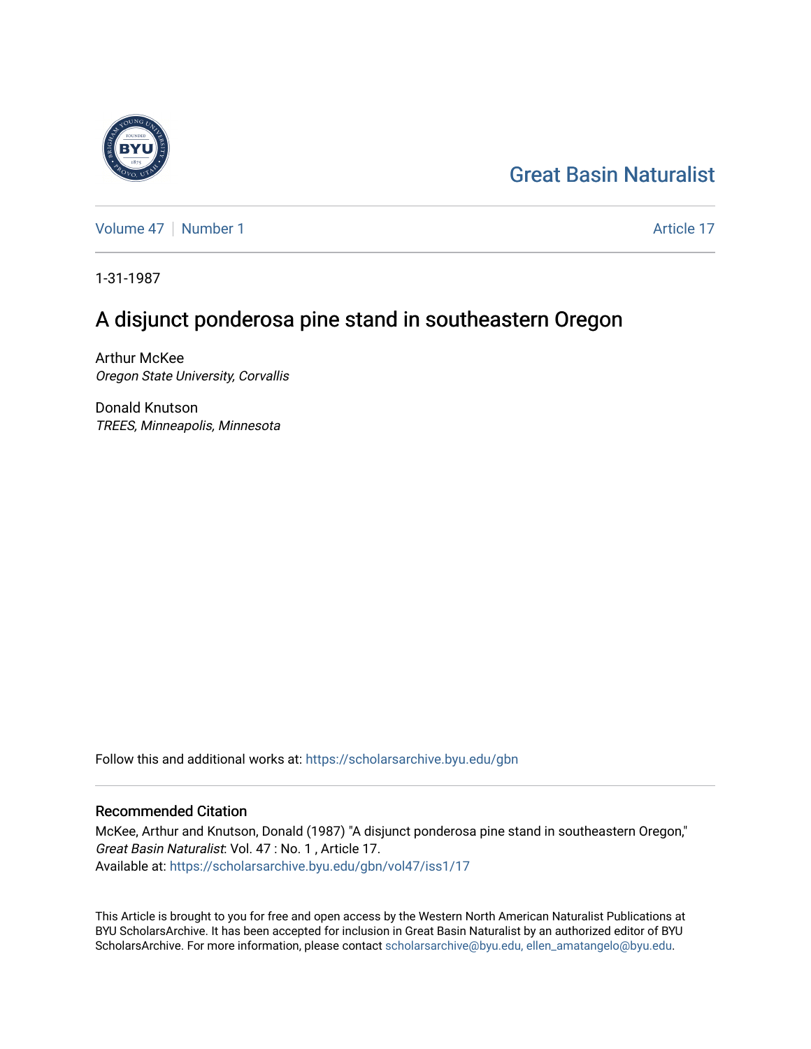Great Basin Naturalist

Volume 47 | Number 1 Article 17

1-31-1987

# A disjunct ponderosa pine stand in southeastern Oregon

Arthur McKee
*Oregon State University, Corvallis*

Donald Knutson
*TREES, Minneapolis, Minnesota*

Follow this and additional works at: https://scholarsarchive.byu.edu/gbn

## Recommended Citation

McKee, Arthur and Knutson, Donald (1987) "A disjunct ponderosa pine stand in southeastern Oregon," *Great Basin Naturalist*: Vol. 47 : No. 1 , Article 17.
Available at: https://scholarsarchive.byu.edu/gbn/vol47/iss1/17

This Article is brought to you for free and open access by the Western North American Naturalist Publications at BYU ScholarsArchive. It has been accepted for inclusion in Great Basin Naturalist by an authorized editor of BYU ScholarsArchive. For more information, please contact scholarsarchive@byu.edu, ellen_amatangelo@byu.edu.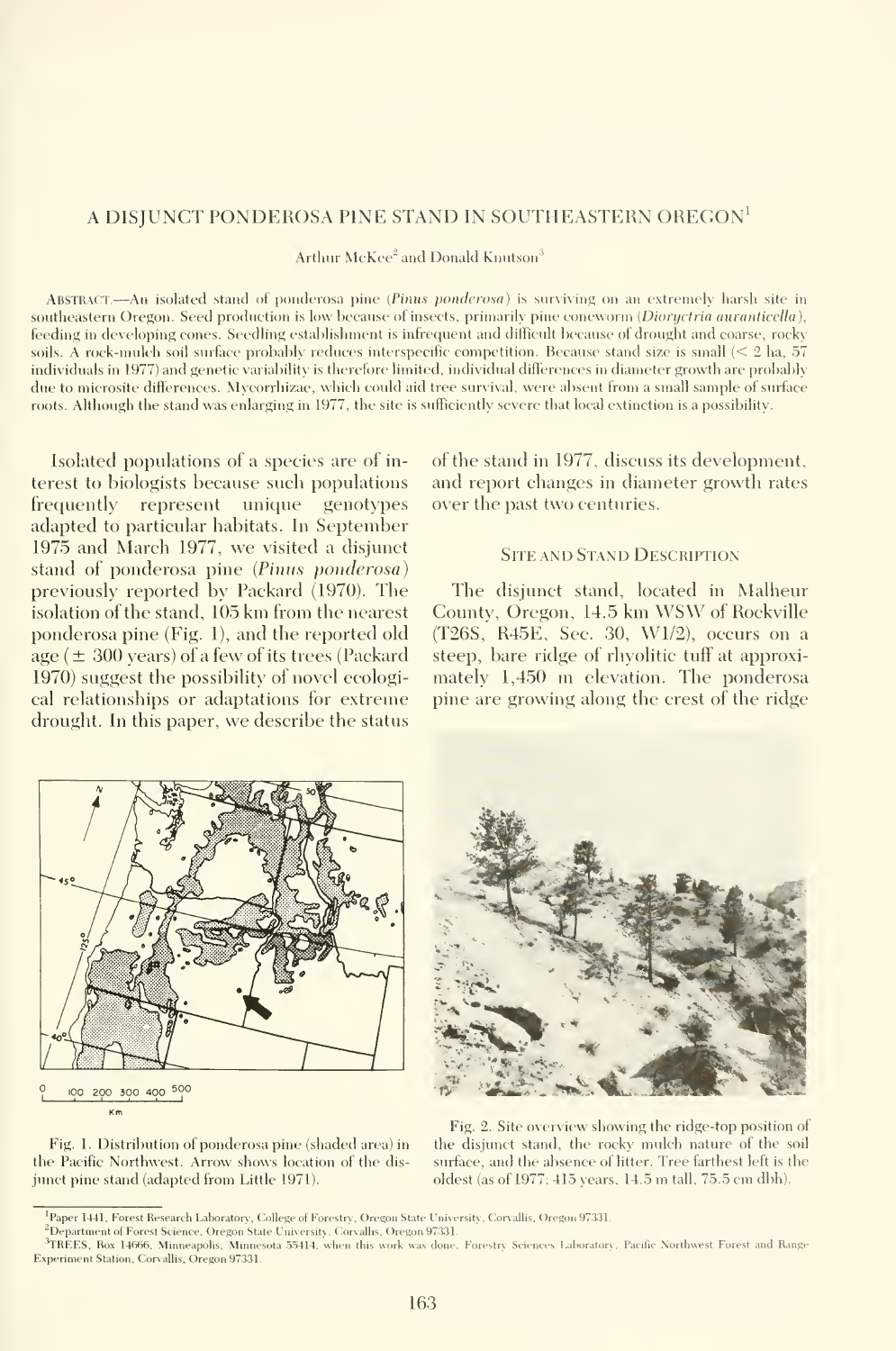# A DISJUNCT PONDEROSA PINE STAND IN SOUTHEASTERN OREGON[1]

Arthur McKee[2] and Donald Knutson[3]

Abstract.—An isolated stand of ponderosa pine (*Pinus ponderosa*) is surviving on an extremely harsh site in southeastern Oregon. Seed production is low because of insects, primarily pine coneworm (*Dioryctria auranticella*), feeding in developing cones. Seedling establishment is infrequent and difficult because of drought and coarse, rocky soils. A rock-mulch soil surface probably reduces interspecific competition. Because stand size is small (< 2 ha, 57 individuals in 1977) and genetic variability is therefore limited, individual differences in diameter growth are probably due to microsite differences. Mycorrhizae, which could aid tree survival, were absent from a small sample of surface roots. Although the stand was enlarging in 1977, the site is sufficiently severe that local extinction is a possibility.

Isolated populations of a species are of interest to biologists because such populations frequently represent unique genotypes adapted to particular habitats. In September 1975 and March 1977, we visited a disjunct stand of ponderosa pine (*Pinus ponderosa*) previously reported by Packard (1970). The isolation of the stand, 105 km from the nearest ponderosa pine (Fig. 1), and the reported old age (± 300 years) of a few of its trees (Packard 1970) suggest the possibility of novel ecological relationships or adaptations for extreme drought. In this paper, we describe the status of the stand in 1977, discuss its development, and report changes in diameter growth rates over the past two centuries.

## Site and Stand Description

The disjunct stand, located in Malheur County, Oregon, 14.5 km WSW of Rockville (T26S, R45E, Sec. 30, W1/2), occurs on a steep, bare ridge of rhyolitic tuff at approximately 1,450 m elevation. The ponderosa pine are growing along the crest of the ridge

N

45°

40°

0 100 200 300 400 500

Km

Fig. 1. Distribution of ponderosa pine (shaded area) in the Pacific Northwest. Arrow shows location of the disjunct pine stand (adapted from Little 1971).

Fig. 2. Site overview showing the ridge-top position of the disjunct stand, the rocky mulch nature of the soil surface, and the absence of litter. Tree farthest left is the oldest (as of 1977: 415 years, 14.5 m tall, 75.5 cm dbh).

[1]Paper 1441, Forest Research Laboratory, College of Forestry, Oregon State University, Corvallis, Oregon 97331.

[2]Department of Forest Science, Oregon State University, Corvallis, Oregon 97331.

[3]TREES, Box 14666, Minneapolis, Minnesota 55414, when this work was done. Forestry Sciences Laboratory, Pacific Northwest Forest and Range Experiment Station, Corvallis, Oregon 97331.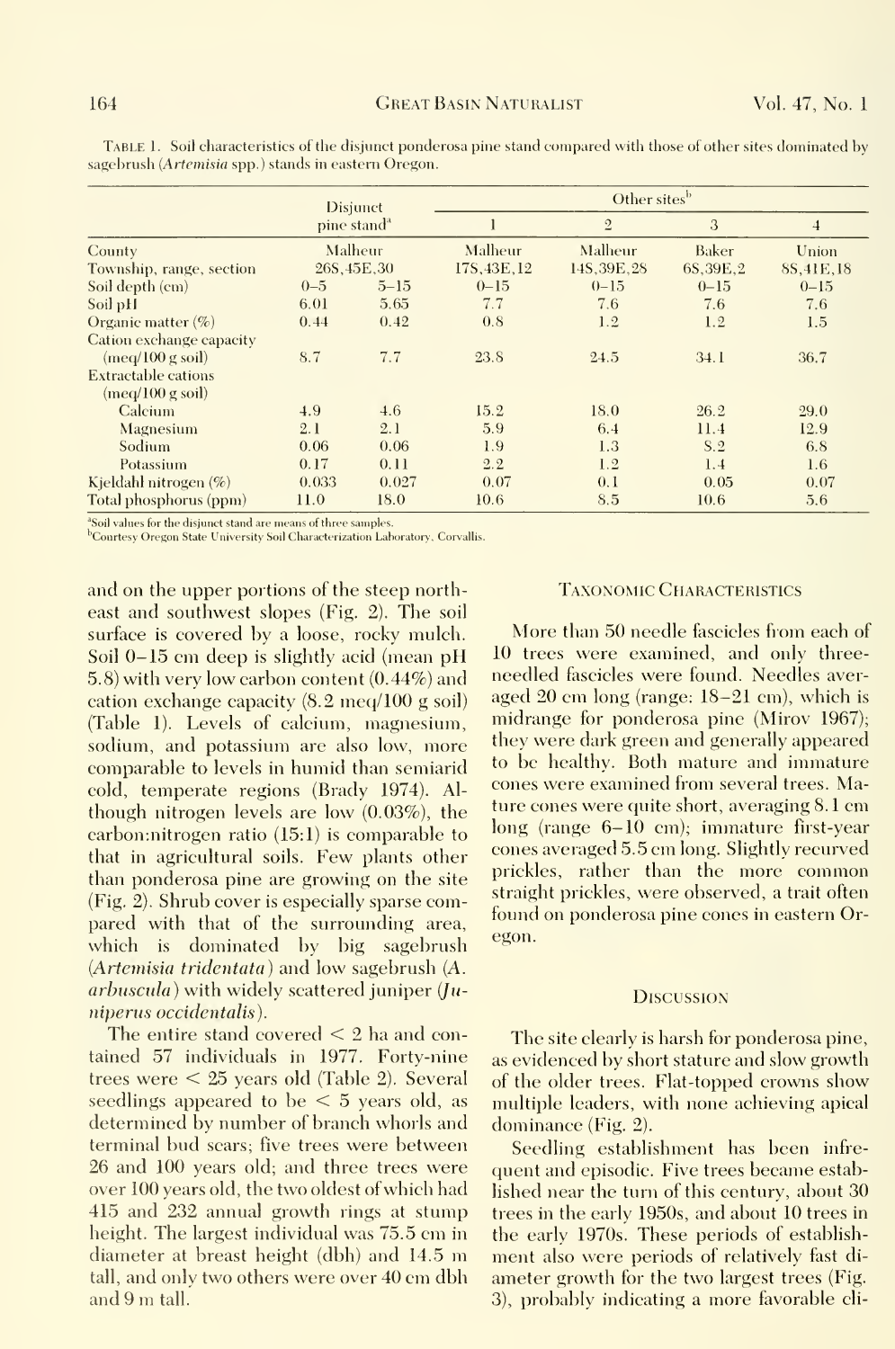TABLE 1. Soil characteristics of the disjunct ponderosa pine stand compared with those of other sites dominated by sagebrush (*Artemisia* spp.) stands in eastern Oregon.

| | Disjunct pine stand[a] | | Other sites[b] | | | |
|---|---|---|---|---|---|---|
| | | | 1 | 2 | 3 | 4 |
| County | Malheur | | Malheur | Malheur | Baker | Union |
| Township, range, section | 26S,45E,30 | | 17S,43E,12 | 14S,39E,28 | 6S,39E,2 | 8S,41E,18 |
| Soil depth (cm) | 0–5 | 5–15 | 0–15 | 0–15 | 0–15 | 0–15 |
| Soil pH | 6.01 | 5.65 | 7.7 | 7.6 | 7.6 | 7.6 |
| Organic matter (%) | 0.44 | 0.42 | 0.8 | 1.2 | 1.2 | 1.5 |
| Cation exchange capacity (meq/100 g soil) | 8.7 | 7.7 | 23.8 | 24.5 | 34.1 | 36.7 |
| Extractable cations (meq/100 g soil) | | | | | | |
| Calcium | 4.9 | 4.6 | 15.2 | 18.0 | 26.2 | 29.0 |
| Magnesium | 2.1 | 2.1 | 5.9 | 6.4 | 11.4 | 12.9 |
| Sodium | 0.06 | 0.06 | 1.9 | 1.3 | 8.2 | 6.8 |
| Potassium | 0.17 | 0.11 | 2.2 | 1.2 | 1.4 | 1.6 |
| Kjeldahl nitrogen (%) | 0.033 | 0.027 | 0.07 | 0.1 | 0.05 | 0.07 |
| Total phosphorus (ppm) | 11.0 | 18.0 | 10.6 | 8.5 | 10.6 | 5.6 |

[a]Soil values for the disjunct stand are means of three samples.
[b]Courtesy Oregon State University Soil Characterization Laboratory, Corvallis.

and on the upper portions of the steep northeast and southwest slopes (Fig. 2). The soil surface is covered by a loose, rocky mulch. Soil 0–15 cm deep is slightly acid (mean pH 5.8) with very low carbon content (0.44%) and cation exchange capacity (8.2 meq/100 g soil) (Table 1). Levels of calcium, magnesium, sodium, and potassium are also low, more comparable to levels in humid than semiarid cold, temperate regions (Brady 1974). Although nitrogen levels are low (0.03%), the carbon:nitrogen ratio (15:1) is comparable to that in agricultural soils. Few plants other than ponderosa pine are growing on the site (Fig. 2). Shrub cover is especially sparse compared with that of the surrounding area, which is dominated by big sagebrush (*Artemisia tridentata*) and low sagebrush (*A. arbuscula*) with widely scattered juniper (*Juniperus occidentalis*).

The entire stand covered < 2 ha and contained 57 individuals in 1977. Forty-nine trees were < 25 years old (Table 2). Several seedlings appeared to be < 5 years old, as determined by number of branch whorls and terminal bud scars; five trees were between 26 and 100 years old; and three trees were over 100 years old, the two oldest of which had 415 and 232 annual growth rings at stump height. The largest individual was 75.5 cm in diameter at breast height (dbh) and 14.5 m tall, and only two others were over 40 cm dbh and 9 m tall.

## Taxonomic Characteristics

More than 50 needle fascicles from each of 10 trees were examined, and only three-needled fascicles were found. Needles averaged 20 cm long (range: 18–21 cm), which is midrange for ponderosa pine (Mirov 1967); they were dark green and generally appeared to be healthy. Both mature and immature cones were examined from several trees. Mature cones were quite short, averaging 8.1 cm long (range 6–10 cm); immature first-year cones averaged 5.5 cm long. Slightly recurved prickles, rather than the more common straight prickles, were observed, a trait often found on ponderosa pine cones in eastern Oregon.

## Discussion

The site clearly is harsh for ponderosa pine, as evidenced by short stature and slow growth of the older trees. Flat-topped crowns show multiple leaders, with none achieving apical dominance (Fig. 2).

Seedling establishment has been infrequent and episodic. Five trees became established near the turn of this century, about 30 trees in the early 1950s, and about 10 trees in the early 1970s. These periods of establishment also were periods of relatively fast diameter growth for the two largest trees (Fig. 3), probably indicating a more favorable cli-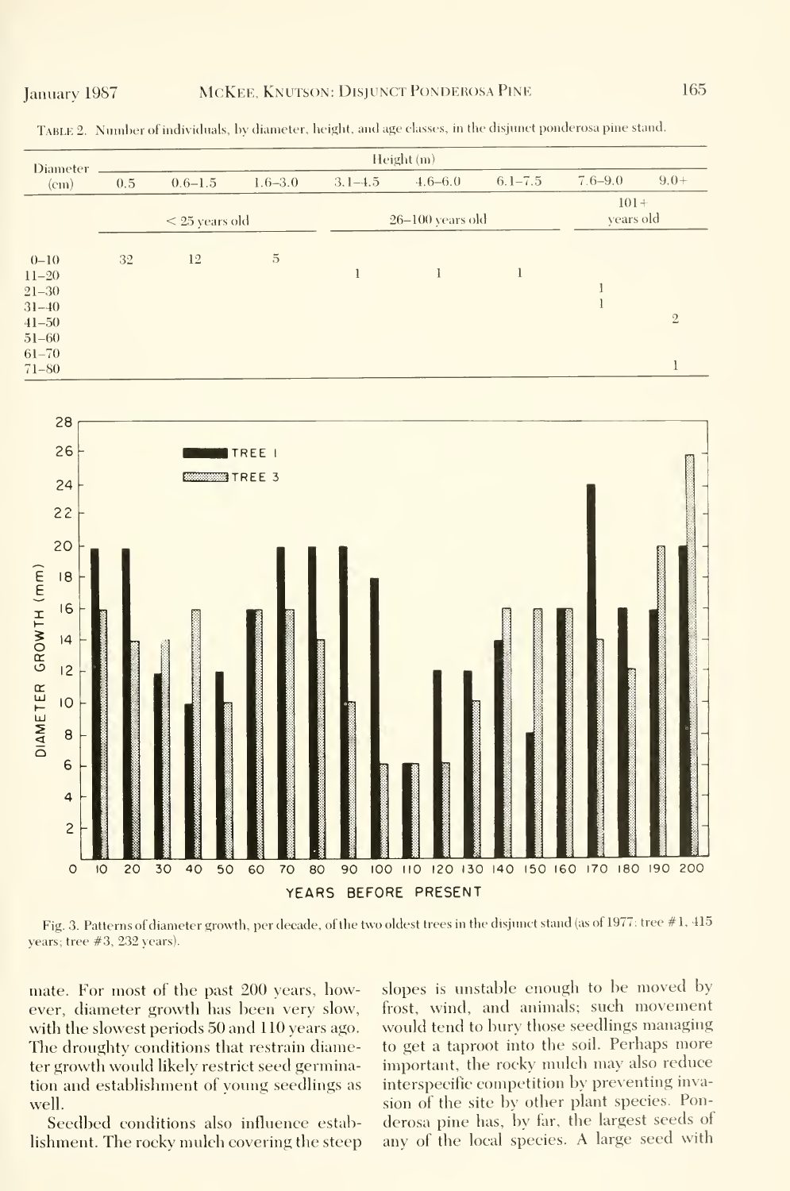TABLE 2. Number of individuals, by diameter, height, and age classes, in the disjunct ponderosa pine stand.

| Diameter (cm) | Height (m) | | | | | | | |
|---|---|---|---|---|---|---|---|---|
| | 0.5 | 0.6–1.5 | 1.6–3.0 | 3.1–4.5 | 4.6–6.0 | 6.1–7.5 | 7.6–9.0 | 9.0+ |
| | < 25 years old | | | 26–100 years old | | | 101+ years old | |
| 0–10 | 32 | 12 | 5 | | | | | |
| 11–20 | | | | 1 | 1 | 1 | | |
| 21–30 | | | | | | | 1 | |
| 31–40 | | | | | | | 1 | |
| 41–50 | | | | | | | | 2 |
| 51–60 | | | | | | | | |
| 61–70 | | | | | | | | |
| 71–80 | | | | | | | | 1 |

TREE 1
TREE 3
DIAMETER GROWTH (mm)
0 2 4 6 8 10 12 14 16 18 20 22 24 26 28
0 10 20 30 40 50 60 70 80 90 100 110 120 130 140 150 160 170 180 190 200
YEARS BEFORE PRESENT

Fig. 3. Patterns of diameter growth, per decade, of the two oldest trees in the disjunct stand (as of 1977: tree #1, 415 years; tree #3, 232 years).

mate. For most of the past 200 years, however, diameter growth has been very slow, with the slowest periods 50 and 110 years ago. The droughty conditions that restrain diameter growth would likely restrict seed germination and establishment of young seedlings as well.

Seedbed conditions also influence establishment. The rocky mulch covering the steep slopes is unstable enough to be moved by frost, wind, and animals; such movement would tend to bury those seedlings managing to get a taproot into the soil. Perhaps more important, the rocky mulch may also reduce interspecific competition by preventing invasion of the site by other plant species. Ponderosa pine has, by far, the largest seeds of any of the local species. A large seed with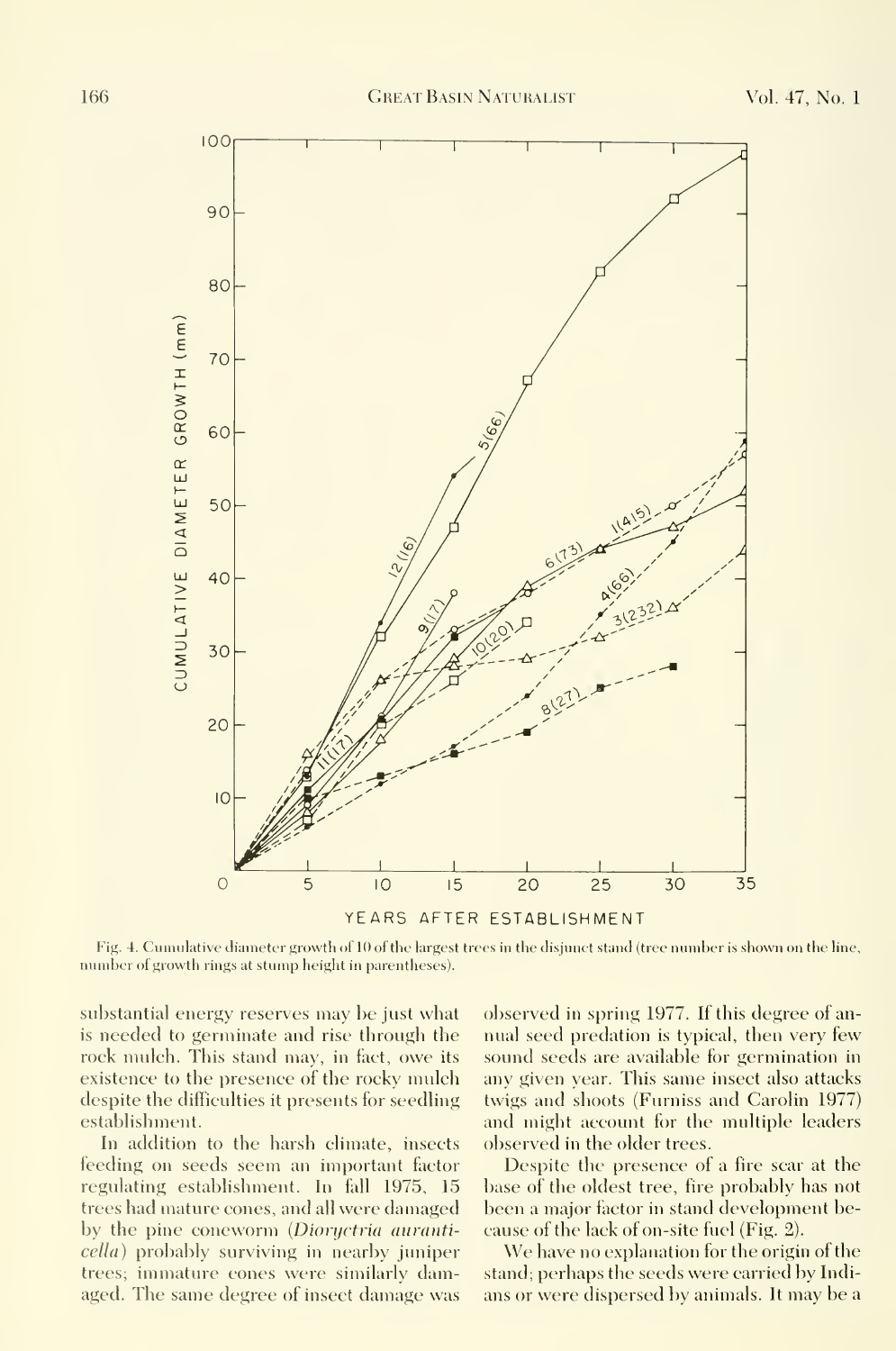CUMULATIVE DIAMETER GROWTH (mm)

YEARS AFTER ESTABLISHMENT

0 5 10 15 20 25 30 35

0 10 20 30 40 50 60 70 80 90 100

5(66)
12(16)
9(17)
11(17)
10(20)
6(73)
1(415)
4(66)
3(232)
8(27)

Fig. 4. Cumulative diameter growth of 10 of the largest trees in the disjunct stand (tree number is shown on the line, number of growth rings at stump height in parentheses).

substantial energy reserves may be just what is needed to germinate and rise through the rock mulch. This stand may, in fact, owe its existence to the presence of the rocky mulch despite the difficulties it presents for seedling establishment.

In addition to the harsh climate, insects feeding on seeds seem an important factor regulating establishment. In fall 1975, 15 trees had mature cones, and all were damaged by the pine coneworm (*Dioryctria auranticella*) probably surviving in nearby juniper trees; immature cones were similarly damaged. The same degree of insect damage was observed in spring 1977. If this degree of annual seed predation is typical, then very few sound seeds are available for germination in any given year. This same insect also attacks twigs and shoots (Furniss and Carolin 1977) and might account for the multiple leaders observed in the older trees.

Despite the presence of a fire scar at the base of the oldest tree, fire probably has not been a major factor in stand development because of the lack of on-site fuel (Fig. 2).

We have no explanation for the origin of the stand; perhaps the seeds were carried by Indians or were dispersed by animals. It may be a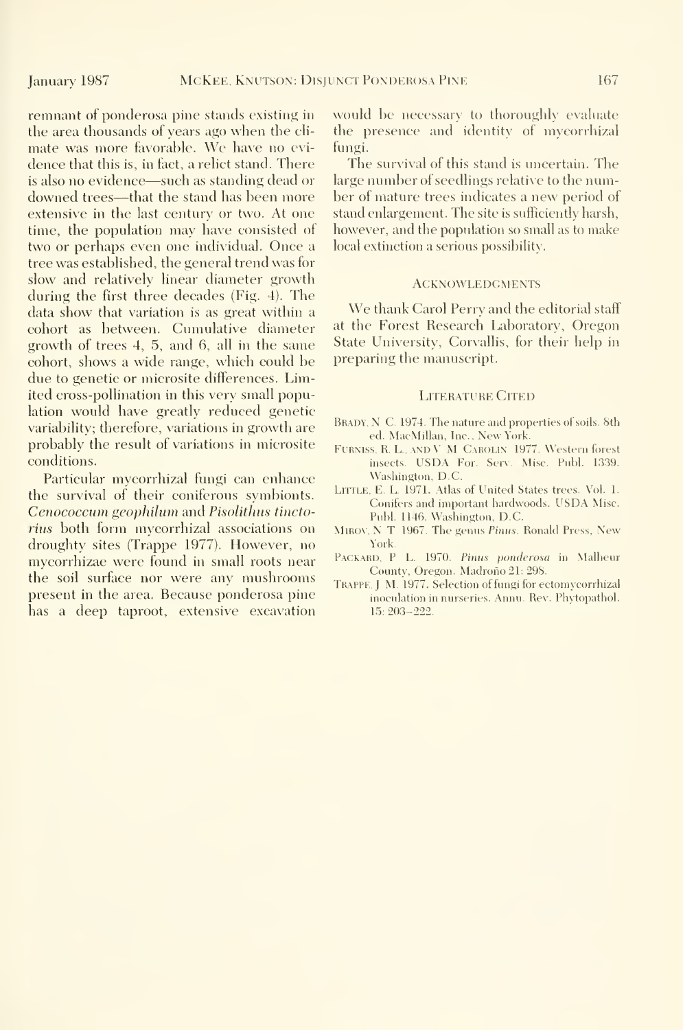remnant of ponderosa pine stands existing in the area thousands of years ago when the climate was more favorable. We have no evidence that this is, in fact, a relict stand. There is also no evidence—such as standing dead or downed trees—that the stand has been more extensive in the last century or two. At one time, the population may have consisted of two or perhaps even one individual. Once a tree was established, the general trend was for slow and relatively linear diameter growth during the first three decades (Fig. 4). The data show that variation is as great within a cohort as between. Cumulative diameter growth of trees 4, 5, and 6, all in the same cohort, shows a wide range, which could be due to genetic or microsite differences. Limited cross-pollination in this very small population would have greatly reduced genetic variability; therefore, variations in growth are probably the result of variations in microsite conditions.

Particular mycorrhizal fungi can enhance the survival of their coniferous symbionts. *Cenococcum geophilum* and *Pisolithus tinctorius* both form mycorrhizal associations on droughty sites (Trappe 1977). However, no mycorrhizae were found in small roots near the soil surface nor were any mushrooms present in the area. Because ponderosa pine has a deep taproot, extensive excavation would be necessary to thoroughly evaluate the presence and identity of mycorrhizal fungi.

The survival of this stand is uncertain. The large number of seedlings relative to the number of mature trees indicates a new period of stand enlargement. The site is sufficiently harsh, however, and the population so small as to make local extinction a serious possibility.

## Acknowledgments

We thank Carol Perry and the editorial staff at the Forest Research Laboratory, Oregon State University, Corvallis, for their help in preparing the manuscript.

## Literature Cited

Brady, N. C. 1974. The nature and properties of soils. 8th ed. MacMillan, Inc., New York.

Furniss, R. L., and V. M. Carolin. 1977. Western forest insects. USDA For. Serv. Misc. Publ. 1339. Washington, D.C.

Little, E. L. 1971. Atlas of United States trees. Vol. 1. Conifers and important hardwoods. USDA Misc. Publ. 1146. Washington, D.C.

Mirov, N. T. 1967. The genus *Pinus*. Ronald Press, New York.

Packard, P. L. 1970. *Pinus ponderosa* in Malheur County, Oregon. Madroño 21: 298.

Trappe, J. M. 1977. Selection of fungi for ectomycorrhizal inoculation in nurseries. Annu. Rev. Phytopathol. 15: 203–222.